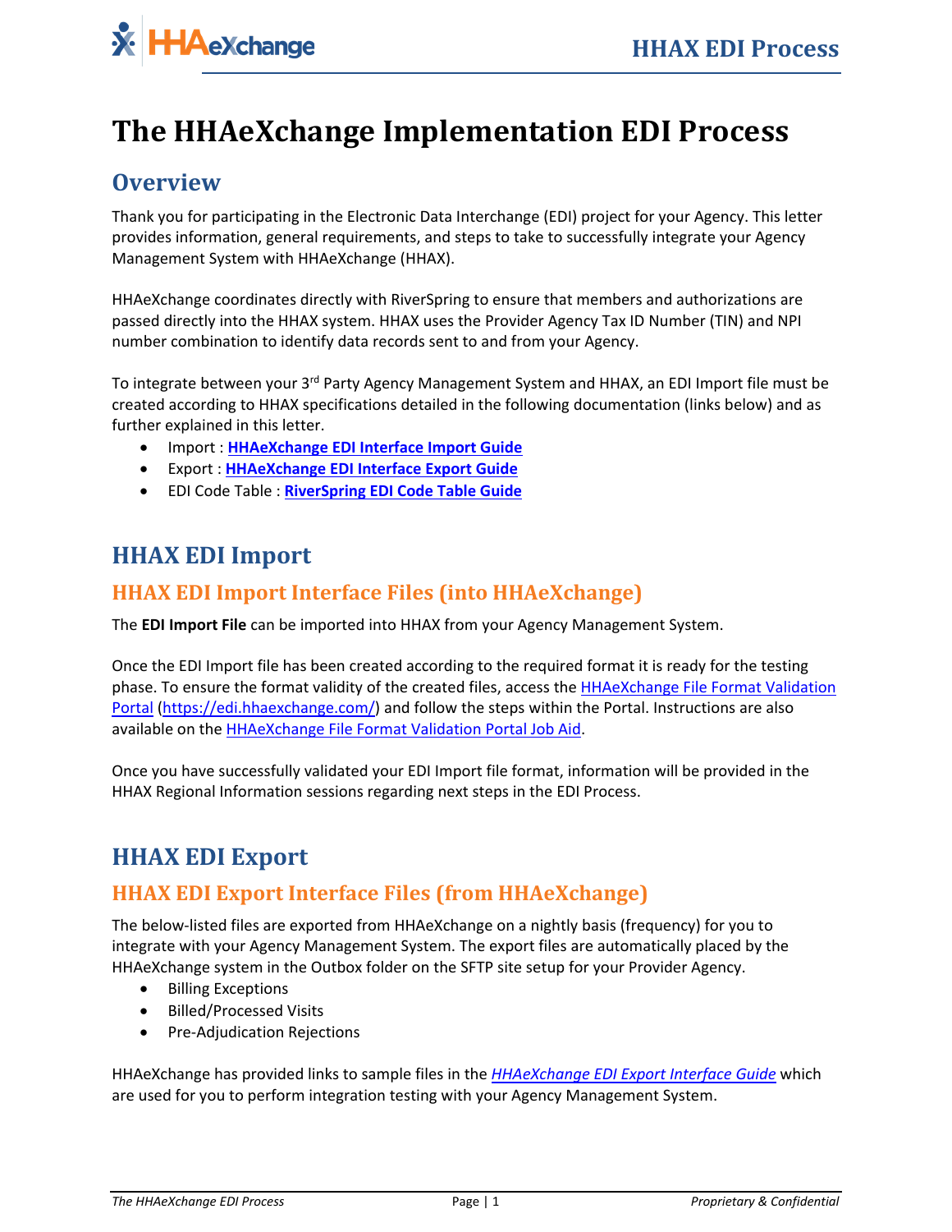# The HHAeXchange Implementation EDI Process

## Overview

Thank you for participating in the Electronic Data Interchange (EDI) project for your Agency. This letter provides information, general requirements, and steps to take to successfully integrate your Agency Management System with HHAeXchange (HHAX).

HHAeXchange coordinates directly with RiverSpring to ensure that members and authorizations are passed directly into the HHAX system. HHAX uses the Provider Agency Tax ID Number (TIN) and NPI number combination to identify data records sent to and from your Agency.

To integrate between your 3rd Party Agency Management System and HHAX, an EDI Import file must be created according to HHAX specifications detailed in the following documentation (links below) and as further explained in this letter.

- Import : **HHAeXchange EDI Interface Import Guide**
- Export : **HHAeXchange EDI Interface Export Guide**
- EDI Code Table : **RiverSpring EDI Code Table Guide**

## HHAX EDI Import

### HHAX EDI Import Interface Files (into HHAeXchange)

The **EDI Import File** can be imported into HHAX from your Agency Management System.

Once the EDI Import file has been created according to the required format it is ready for the testing phase. To ensure the format validity of the created files, access the HHAeXchange File Format Validation Portal (https://edi.hhaexchange.com/) and follow the steps within the Portal. Instructions are also available on the HHAeXchange File Format Validation Portal Job Aid.

Once you have successfully validated your EDI Import file format, information will be provided in the HHAX Regional Information sessions regarding next steps in the EDI Process.

## HHAX EDI Export

### HHAX EDI Export Interface Files (from HHAeXchange)

The below-listed files are exported from HHAeXchange on a nightly basis (frequency) for you to integrate with your Agency Management System. The export files are automatically placed by the HHAeXchange system in the Outbox folder on the SFTP site setup for your Provider Agency.

- Billing Exceptions
- Billed/Processed Visits
- Pre-Adjudication Rejections

HHAeXchange has provided links to sample files in the *HHAeXchange EDI Export Interface Guide* which are used for you to perform integration testing with your Agency Management System.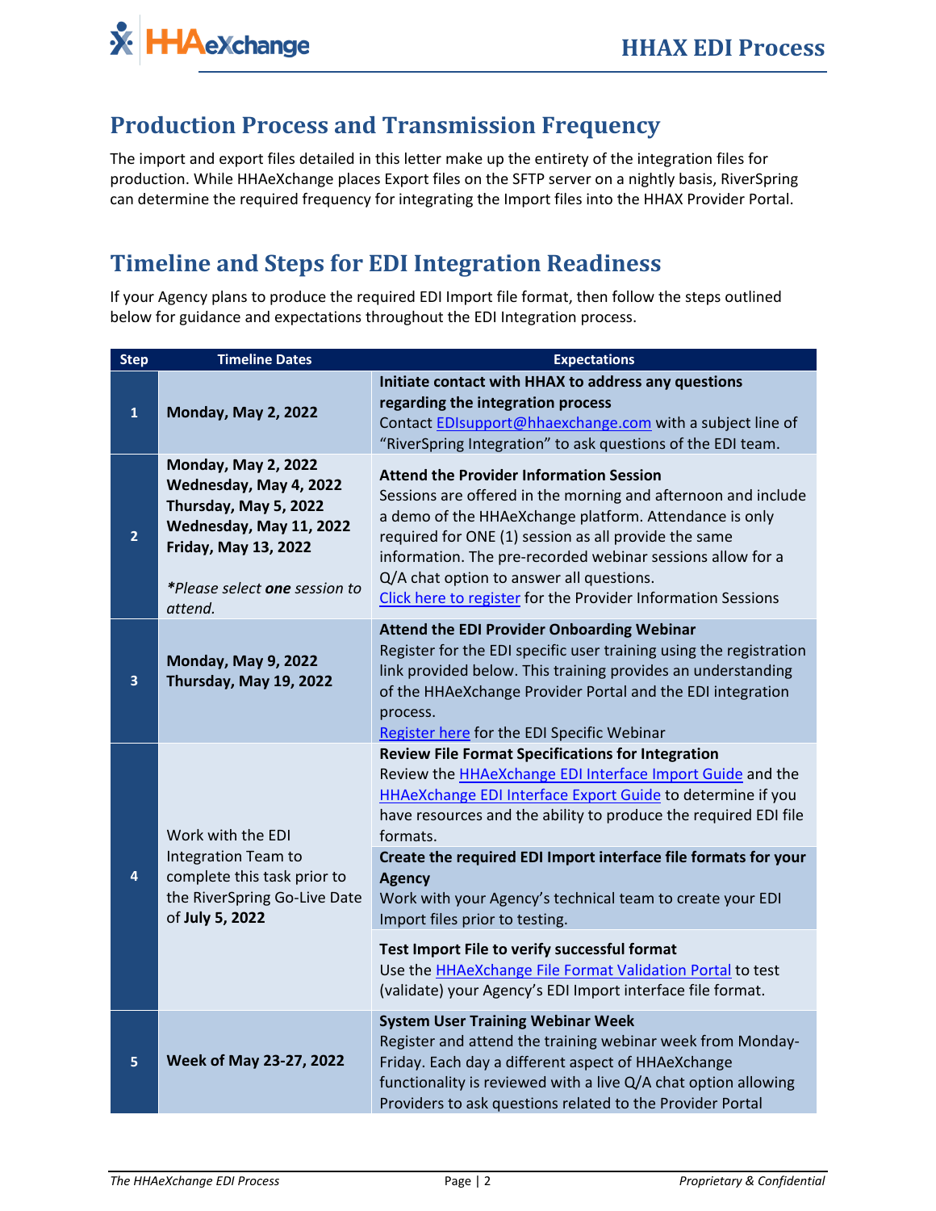## Production Process and Transmission Frequency

The import and export files detailed in this letter make up the entirety of the integration files for production. While HHAeXchange places Export files on the SFTP server on a nightly basis, RiverSpring can determine the required frequency for integrating the Import files into the HHAX Provider Portal.

## Timeline and Steps for EDI Integration Readiness

If your Agency plans to produce the required EDI Import file format, then follow the steps outlined below for guidance and expectations throughout the EDI Integration process.

| Step | Timeline Dates | Expectations |
|---|---|---|
| 1 | **Monday, May 2, 2022** | **Initiate contact with HHAX to address any questions regarding the integration process**<br>Contact EDIsupport@hhaexchange.com with a subject line of "RiverSpring Integration" to ask questions of the EDI team. |
| 2 | **Monday, May 2, 2022**<br>**Wednesday, May 4, 2022**<br>**Thursday, May 5, 2022**<br>**Wednesday, May 11, 2022**<br>**Friday, May 13, 2022**<br><br>*\*Please select **one** session to attend.* | **Attend the Provider Information Session**<br>Sessions are offered in the morning and afternoon and include a demo of the HHAeXchange platform. Attendance is only required for ONE (1) session as all provide the same information. The pre-recorded webinar sessions allow for a Q/A chat option to answer all questions.<br>Click here to register for the Provider Information Sessions |
| 3 | **Monday, May 9, 2022**<br>**Thursday, May 19, 2022** | **Attend the EDI Provider Onboarding Webinar**<br>Register for the EDI specific user training using the registration link provided below. This training provides an understanding of the HHAeXchange Provider Portal and the EDI integration process.<br>Register here for the EDI Specific Webinar |
| 4 | Work with the EDI Integration Team to complete this task prior to the RiverSpring Go-Live Date of **July 5, 2022** | **Review File Format Specifications for Integration**<br>Review the HHAeXchange EDI Interface Import Guide and the HHAeXchange EDI Interface Export Guide to determine if you have resources and the ability to produce the required EDI file formats.<br><br>**Create the required EDI Import interface file formats for your Agency**<br>Work with your Agency's technical team to create your EDI Import files prior to testing.<br><br>**Test Import File to verify successful format**<br>Use the HHAeXchange File Format Validation Portal to test (validate) your Agency's EDI Import interface file format. |
| 5 | **Week of May 23-27, 2022** | **System User Training Webinar Week**<br>Register and attend the training webinar week from Monday-Friday. Each day a different aspect of HHAeXchange functionality is reviewed with a live Q/A chat option allowing Providers to ask questions related to the Provider Portal |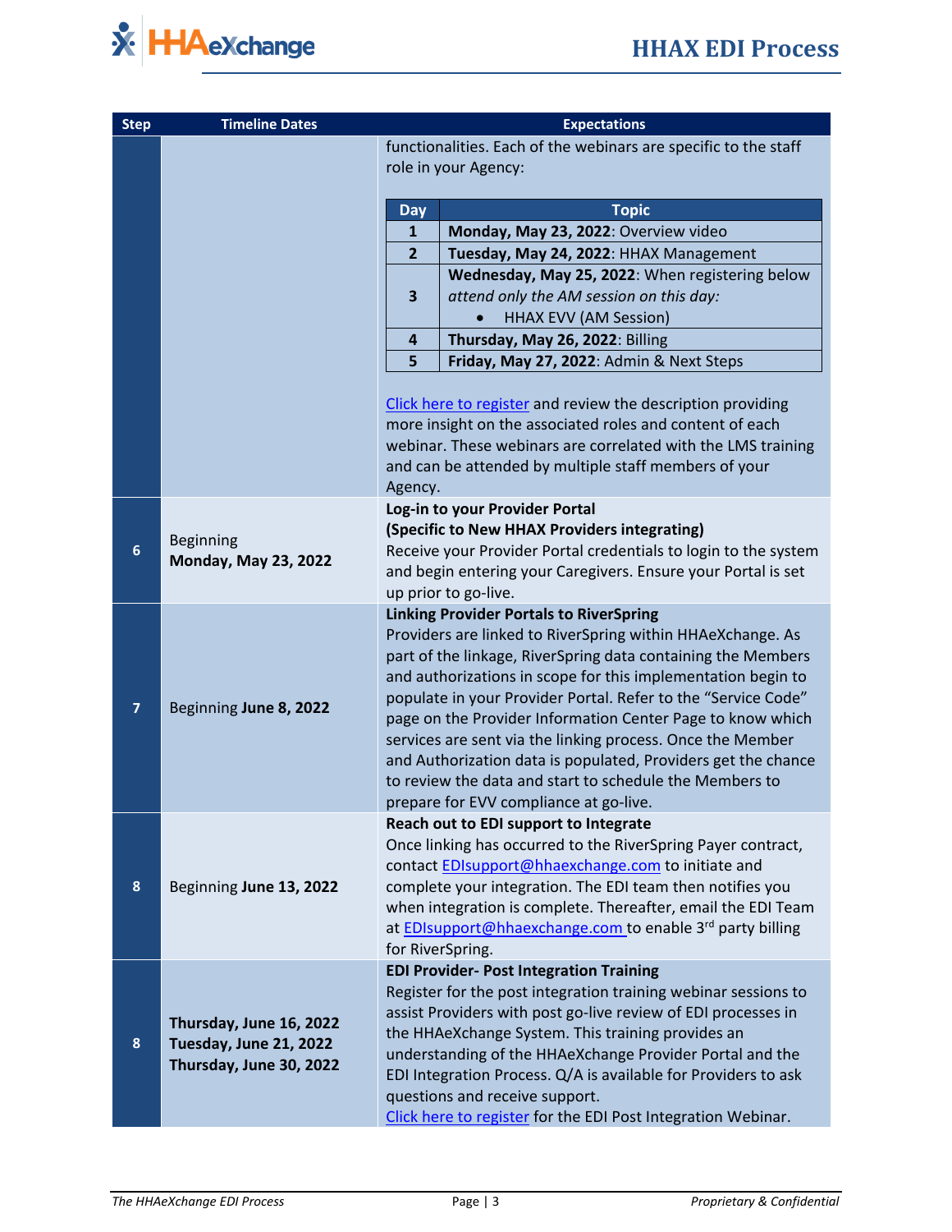| Step | Timeline Dates | Expectations |
| --- | --- | --- |
| | | functionalities. Each of the webinars are specific to the staff role in your Agency:<br><br>**Day 1** – **Monday, May 23, 2022**: Overview video<br>**Day 2** – **Tuesday, May 24, 2022**: HHAX Management<br>**Day 3** – **Wednesday, May 25, 2022**: When registering below *attend only the AM session on this day:*<br>• HHAX EVV (AM Session)<br>**Day 4** – **Thursday, May 26, 2022**: Billing<br>**Day 5** – **Friday, May 27, 2022**: Admin & Next Steps<br><br>Click here to register and review the description providing more insight on the associated roles and content of each webinar. These webinars are correlated with the LMS training and can be attended by multiple staff members of your Agency. |
| 6 | Beginning **Monday, May 23, 2022** | **Log-in to your Provider Portal**<br>**(Specific to New HHAX Providers integrating)**<br>Receive your Provider Portal credentials to login to the system and begin entering your Caregivers. Ensure your Portal is set up prior to go-live. |
| 7 | Beginning **June 8, 2022** | **Linking Provider Portals to RiverSpring**<br>Providers are linked to RiverSpring within HHAeXchange. As part of the linkage, RiverSpring data containing the Members and authorizations in scope for this implementation begin to populate in your Provider Portal. Refer to the "Service Code" page on the Provider Information Center Page to know which services are sent via the linking process. Once the Member and Authorization data is populated, Providers get the chance to review the data and start to schedule the Members to prepare for EVV compliance at go-live. |
| 8 | Beginning **June 13, 2022** | **Reach out to EDI support to Integrate**<br>Once linking has occurred to the RiverSpring Payer contract, contact EDIsupport@hhaexchange.com to initiate and complete your integration. The EDI team then notifies you when integration is complete. Thereafter, email the EDI Team at EDIsupport@hhaexchange.com to enable 3rd party billing for RiverSpring. |
| 8 | **Thursday, June 16, 2022**<br>**Tuesday, June 21, 2022**<br>**Thursday, June 30, 2022** | **EDI Provider- Post Integration Training**<br>Register for the post integration training webinar sessions to assist Providers with post go-live review of EDI processes in the HHAeXchange System. This training provides an understanding of the HHAeXchange Provider Portal and the EDI Integration Process. Q/A is available for Providers to ask questions and receive support.<br>Click here to register for the EDI Post Integration Webinar. |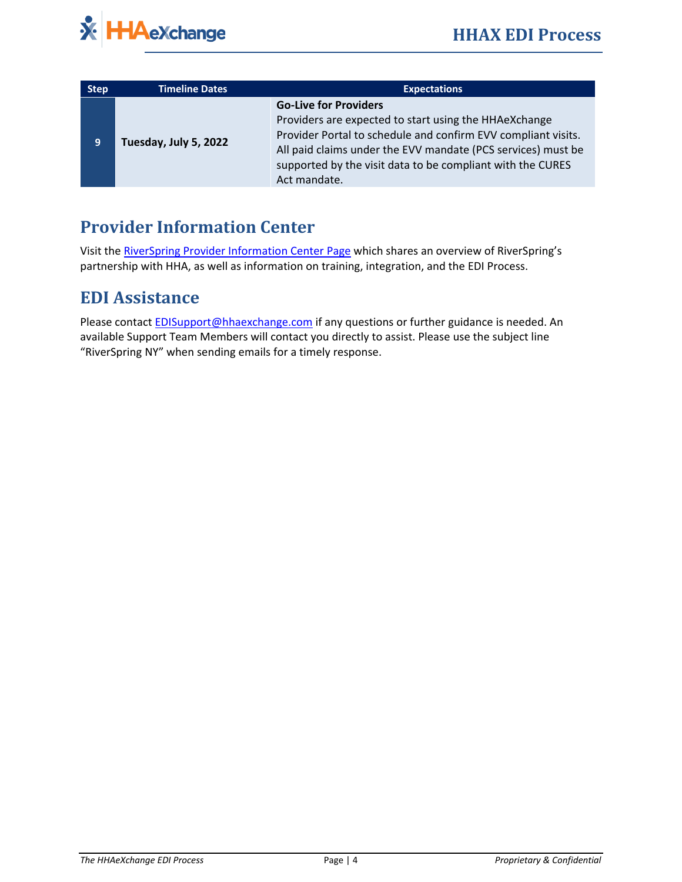| Step | Timeline Dates | Expectations |
| --- | --- | --- |
| 9 | **Tuesday, July 5, 2022** | **Go-Live for Providers** Providers are expected to start using the HHAeXchange Provider Portal to schedule and confirm EVV compliant visits. All paid claims under the EVV mandate (PCS services) must be supported by the visit data to be compliant with the CURES Act mandate. |

## Provider Information Center

Visit the RiverSpring Provider Information Center Page which shares an overview of RiverSpring's partnership with HHA, as well as information on training, integration, and the EDI Process.

## EDI Assistance

Please contact EDISupport@hhaexchange.com if any questions or further guidance is needed. An available Support Team Members will contact you directly to assist. Please use the subject line "RiverSpring NY" when sending emails for a timely response.